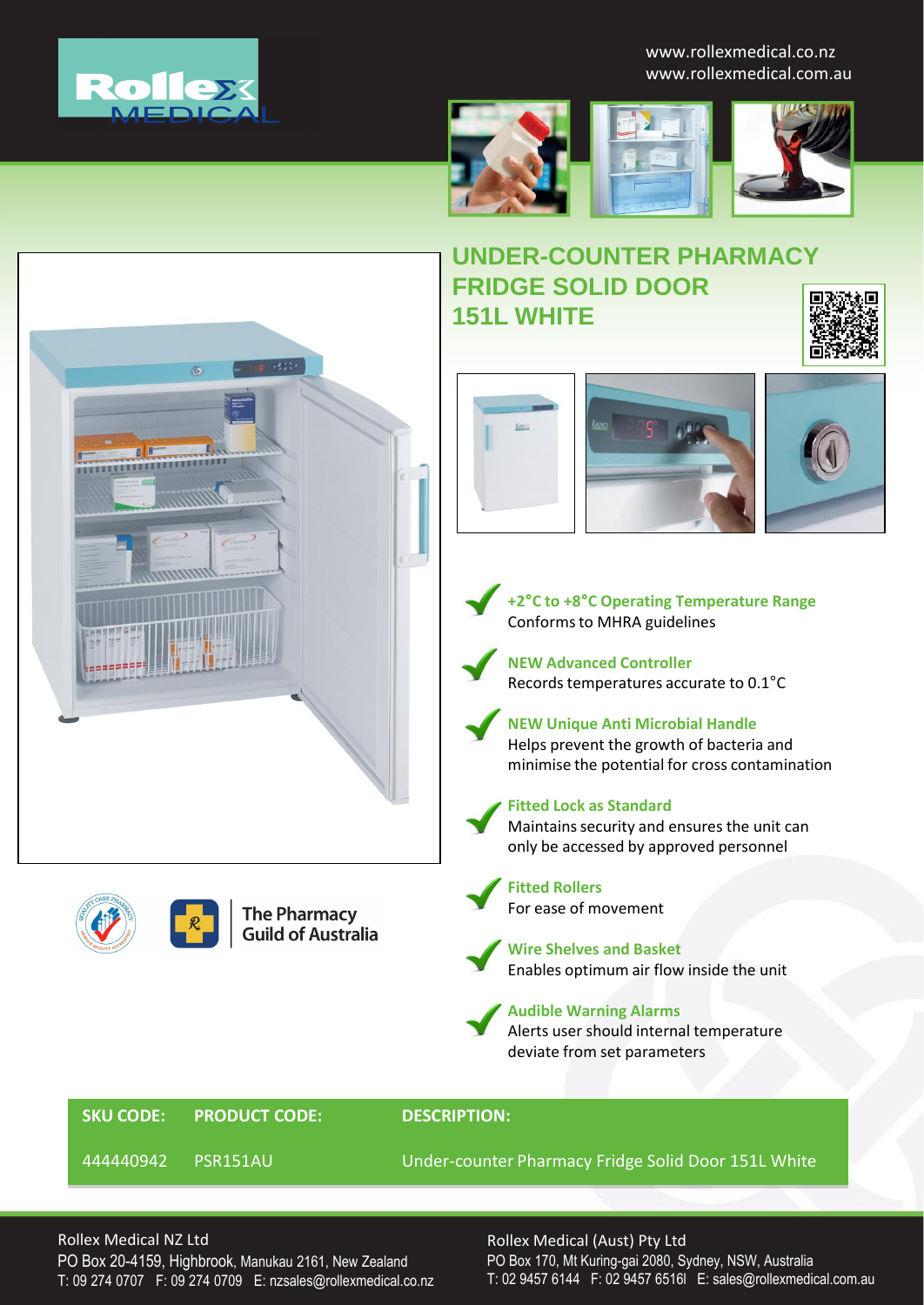www.rollexmedical.co.nz
www.rollexmedical.com.au

# UNDER-COUNTER PHARMACY FRIDGE SOLID DOOR 151L WHITE

**+2°C to +8°C Operating Temperature Range**
Conforms to MHRA guidelines

**NEW Advanced Controller**
Records temperatures accurate to 0.1°C

**NEW Unique Anti Microbial Handle**
Helps prevent the growth of bacteria and minimise the potential for cross contamination

**Fitted Lock as Standard**
Maintains security and ensures the unit can only be accessed by approved personnel

**Fitted Rollers**
For ease of movement

**Wire Shelves and Basket**
Enables optimum air flow inside the unit

**Audible Warning Alarms**
Alerts user should internal temperature deviate from set parameters

The Pharmacy Guild of Australia

| SKU CODE: | PRODUCT CODE: | DESCRIPTION: |
|---|---|---|
| 444440942 | PSR151AU | Under-counter Pharmacy Fridge Solid Door 151L White |

Rollex Medical NZ Ltd
PO Box 20-4159, Highbrook, Manukau 2161, New Zealand
T: 09 274 0707 F: 09 274 0709 E: nzsales@rollexmedical.co.nz

Rollex Medical (Aust) Pty Ltd
PO Box 170, Mt Kuring-gai 2080, Sydney, NSW, Australia
T: 02 9457 6144 F: 02 9457 6516l E: sales@rollexmedical.com.au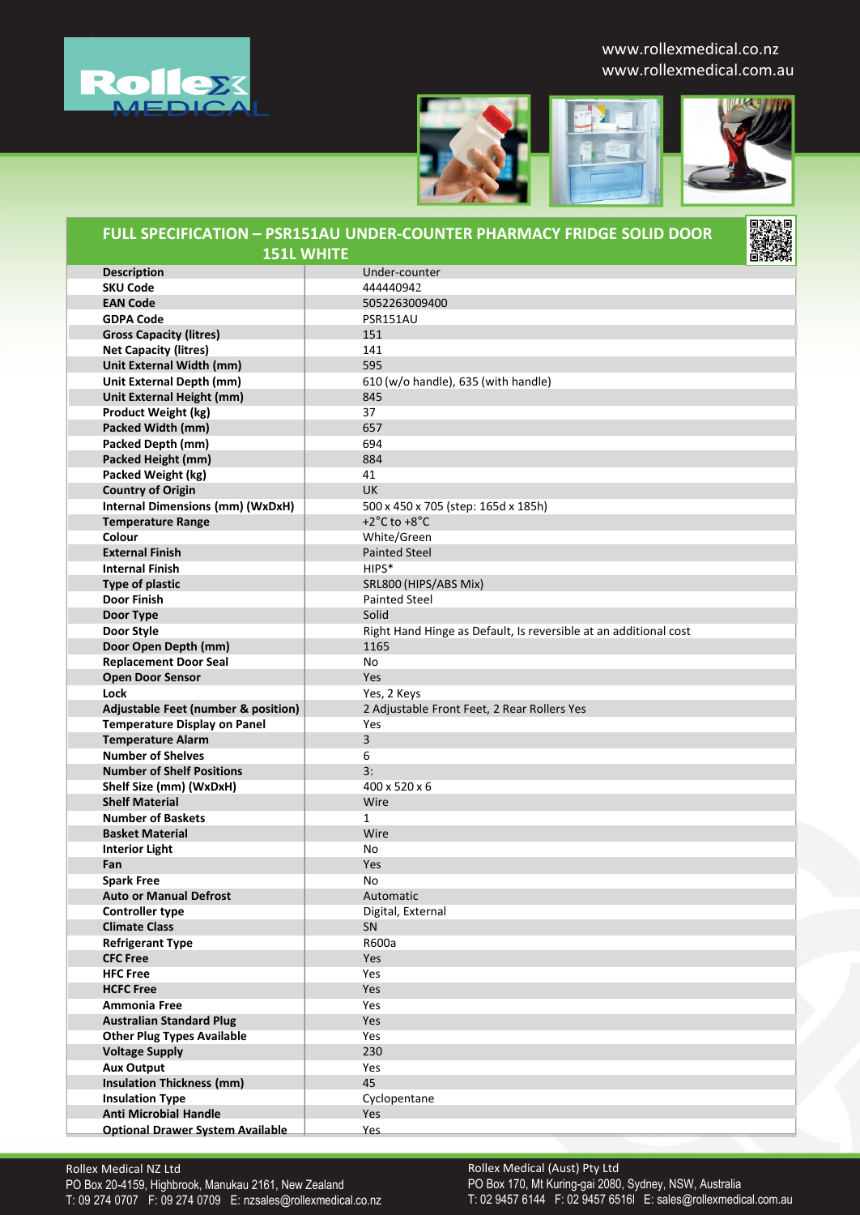## FULL SPECIFICATION – PSR151AU UNDER-COUNTER PHARMACY FRIDGE SOLID DOOR 151L WHITE

| | |
|---|---|
| **Description** | Under-counter |
| **SKU Code** | 444440942 |
| **EAN Code** | 5052263009400 |
| **GDPA Code** | PSR151AU |
| **Gross Capacity (litres)** | 151 |
| **Net Capacity (litres)** | 141 |
| **Unit External Width (mm)** | 595 |
| **Unit External Depth (mm)** | 610 (w/o handle), 635 (with handle) |
| **Unit External Height (mm)** | 845 |
| **Product Weight (kg)** | 37 |
| **Packed Width (mm)** | 657 |
| **Packed Depth (mm)** | 694 |
| **Packed Height (mm)** | 884 |
| **Packed Weight (kg)** | 41 |
| **Country of Origin** | UK |
| **Internal Dimensions (mm) (WxDxH)** | 500 x 450 x 705 (step: 165d x 185h) |
| **Temperature Range** | +2°C to +8°C |
| **Colour** | White/Green |
| **External Finish** | Painted Steel |
| **Internal Finish** | HIPS* |
| **Type of plastic** | SRL800 (HIPS/ABS Mix) |
| **Door Finish** | Painted Steel |
| **Door Type** | Solid |
| **Door Style** | Right Hand Hinge as Default, Is reversible at an additional cost |
| **Door Open Depth (mm)** | 1165 |
| **Replacement Door Seal** | No |
| **Open Door Sensor** | Yes |
| **Lock** | Yes, 2 Keys |
| **Adjustable Feet (number & position)** | 2 Adjustable Front Feet, 2 Rear Rollers Yes |
| **Temperature Display on Panel** | Yes |
| **Temperature Alarm** | 3 |
| **Number of Shelves** | 6 |
| **Number of Shelf Positions** | 3: |
| **Shelf Size (mm) (WxDxH)** | 400 x 520 x 6 |
| **Shelf Material** | Wire |
| **Number of Baskets** | 1 |
| **Basket Material** | Wire |
| **Interior Light** | No |
| **Fan** | Yes |
| **Spark Free** | No |
| **Auto or Manual Defrost** | Automatic |
| **Controller type** | Digital, External |
| **Climate Class** | SN |
| **Refrigerant Type** | R600a |
| **CFC Free** | Yes |
| **HFC Free** | Yes |
| **HCFC Free** | Yes |
| **Ammonia Free** | Yes |
| **Australian Standard Plug** | Yes |
| **Other Plug Types Available** | Yes |
| **Voltage Supply** | 230 |
| **Aux Output** | Yes |
| **Insulation Thickness (mm)** | 45 |
| **Insulation Type** | Cyclopentane |
| **Anti Microbial Handle** | Yes |
| **Optional Drawer System Available** | Yes |

Rollex Medical NZ Ltd
PO Box 20-4159, Highbrook, Manukau 2161, New Zealand
T: 09 274 0707 F: 09 274 0709 E: nzsales@rollexmedical.co.nz

Rollex Medical (Aust) Pty Ltd
PO Box 170, Mt Kuring-gai 2080, Sydney, NSW, Australia
T: 02 9457 6144 F: 02 9457 6516l E: sales@rollexmedical.com.au